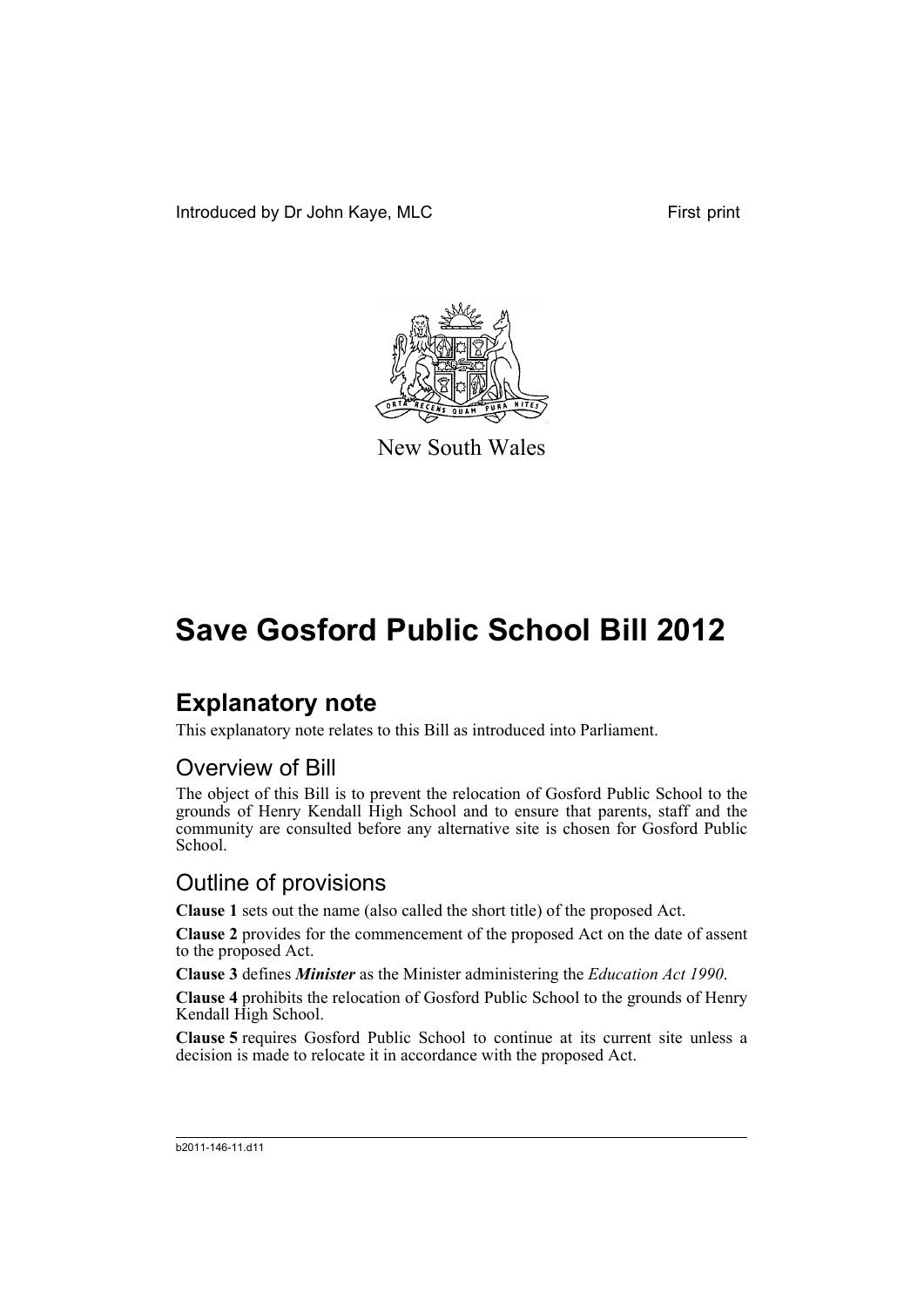Introduced by Dr John Kaye, MLC First print

New South Wales

# Save Gosford Public School Bill 2012

## Explanatory note

This explanatory note relates to this Bill as introduced into Parliament.

### Overview of Bill

The object of this Bill is to prevent the relocation of Gosford Public School to the grounds of Henry Kendall High School and to ensure that parents, staff and the community are consulted before any alternative site is chosen for Gosford Public School.

### Outline of provisions

**Clause 1** sets out the name (also called the short title) of the proposed Act.

**Clause 2** provides for the commencement of the proposed Act on the date of assent to the proposed Act.

**Clause 3** defines ***Minister*** as the Minister administering the *Education Act 1990*.

**Clause 4** prohibits the relocation of Gosford Public School to the grounds of Henry Kendall High School.

**Clause 5** requires Gosford Public School to continue at its current site unless a decision is made to relocate it in accordance with the proposed Act.

b2011-146-11.d11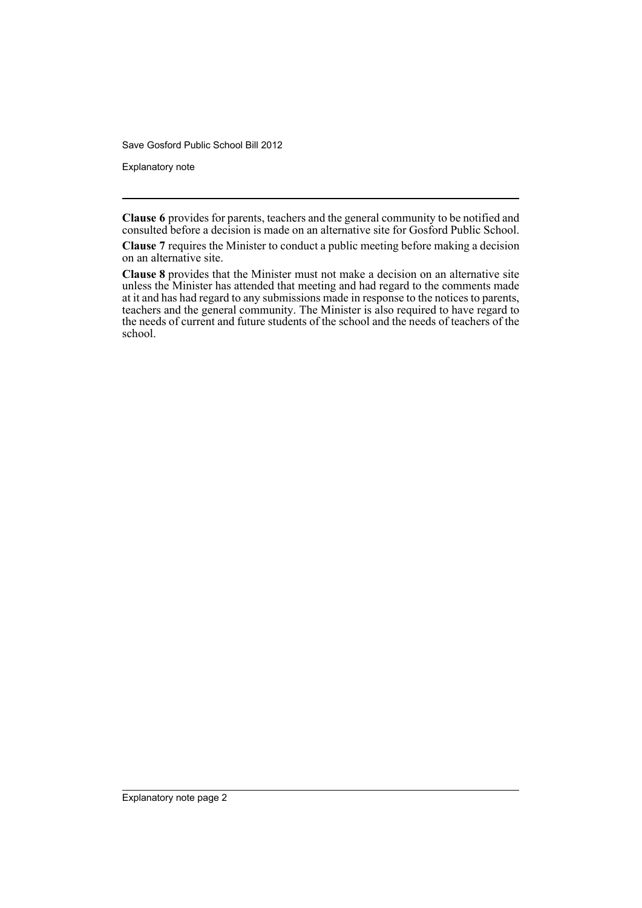**Clause 6** provides for parents, teachers and the general community to be notified and consulted before a decision is made on an alternative site for Gosford Public School.

**Clause 7** requires the Minister to conduct a public meeting before making a decision on an alternative site.

**Clause 8** provides that the Minister must not make a decision on an alternative site unless the Minister has attended that meeting and had regard to the comments made at it and has had regard to any submissions made in response to the notices to parents, teachers and the general community. The Minister is also required to have regard to the needs of current and future students of the school and the needs of teachers of the school.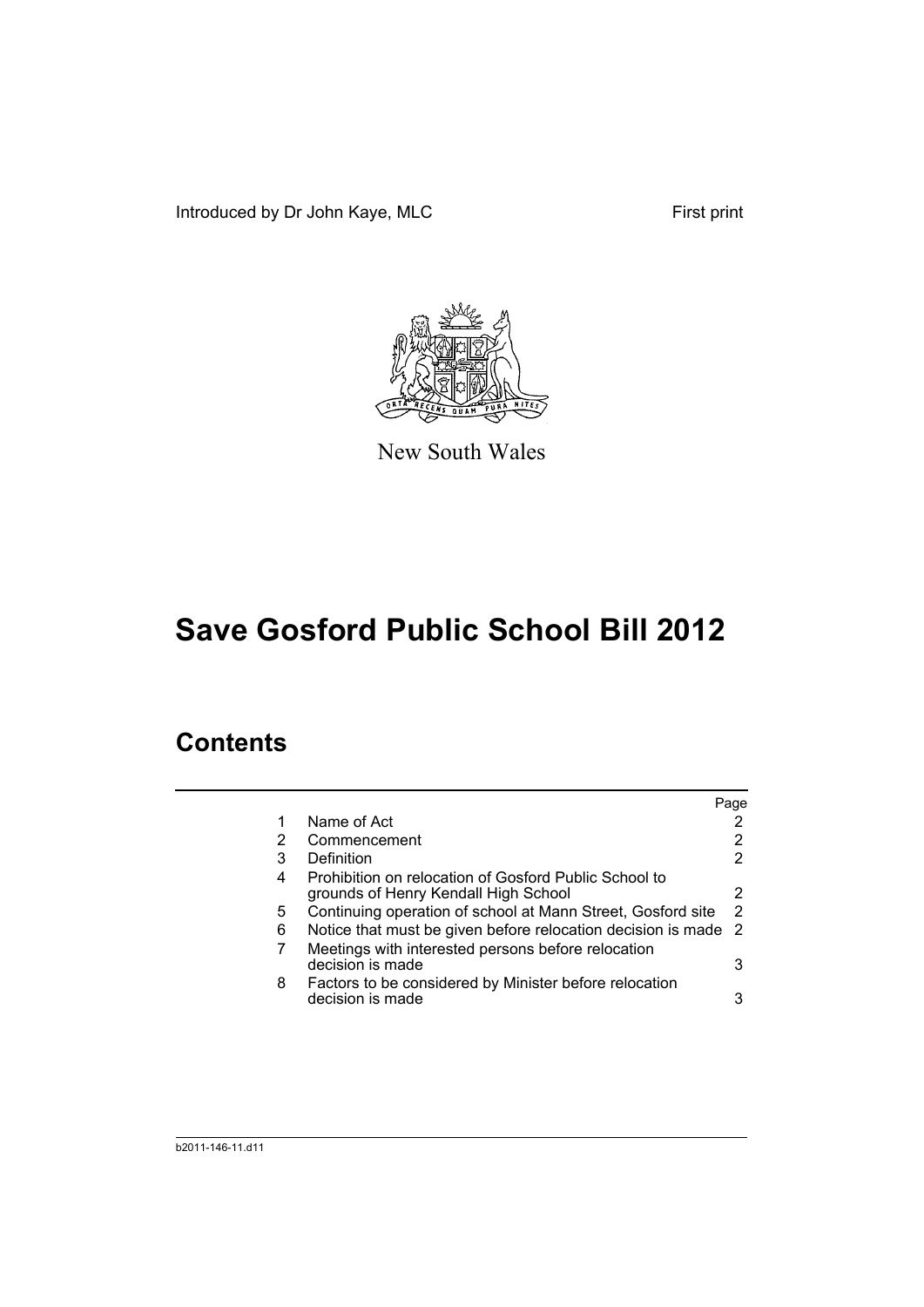Introduced by Dr John Kaye, MLC First print

New South Wales

# Save Gosford Public School Bill 2012

## Contents

| | | Page |
|---|---|---|
| 1 | Name of Act | 2 |
| 2 | Commencement | 2 |
| 3 | Definition | 2 |
| 4 | Prohibition on relocation of Gosford Public School to grounds of Henry Kendall High School | 2 |
| 5 | Continuing operation of school at Mann Street, Gosford site | 2 |
| 6 | Notice that must be given before relocation decision is made | 2 |
| 7 | Meetings with interested persons before relocation decision is made | 3 |
| 8 | Factors to be considered by Minister before relocation decision is made | 3 |

b2011-146-11.d11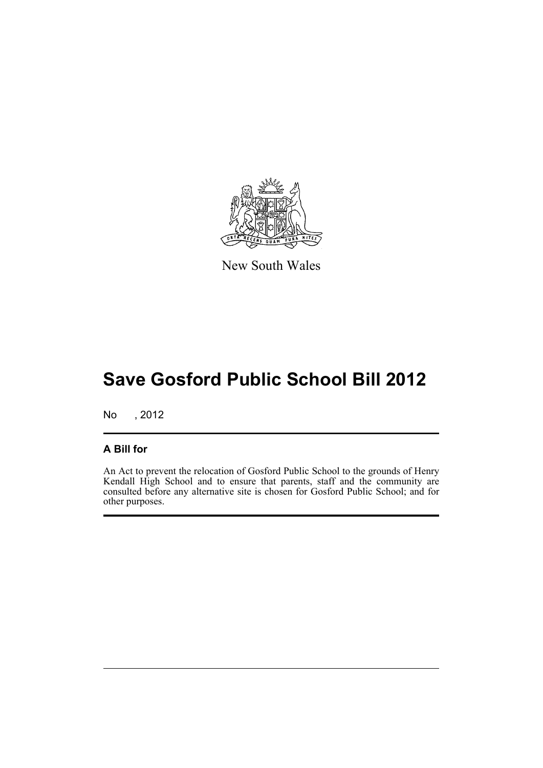New South Wales

# Save Gosford Public School Bill 2012

No , 2012

## A Bill for

An Act to prevent the relocation of Gosford Public School to the grounds of Henry Kendall High School and to ensure that parents, staff and the community are consulted before any alternative site is chosen for Gosford Public School; and for other purposes.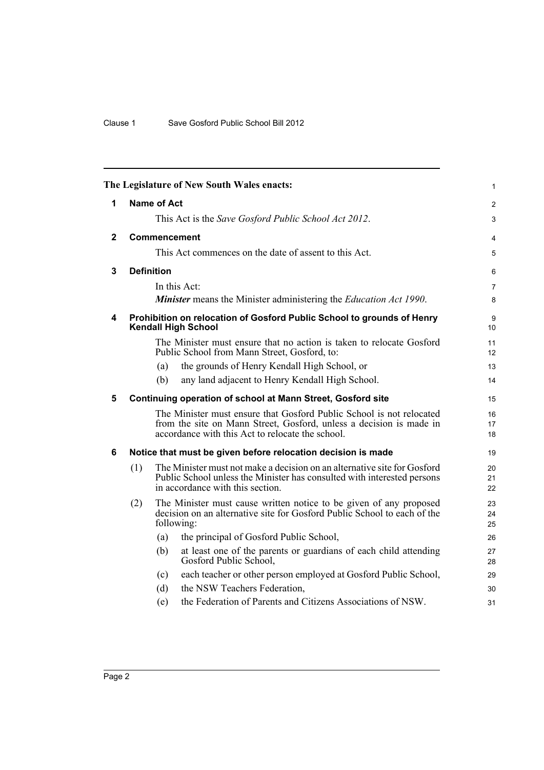The Legislature of New South Wales enacts:

## 1 Name of Act

This Act is the *Save Gosford Public School Act 2012*.

## 2 Commencement

This Act commences on the date of assent to this Act.

## 3 Definition

In this Act:

***Minister*** means the Minister administering the *Education Act 1990*.

## 4 Prohibition on relocation of Gosford Public School to grounds of Henry Kendall High School

The Minister must ensure that no action is taken to relocate Gosford Public School from Mann Street, Gosford, to:

(a) the grounds of Henry Kendall High School, or

(b) any land adjacent to Henry Kendall High School.

## 5 Continuing operation of school at Mann Street, Gosford site

The Minister must ensure that Gosford Public School is not relocated from the site on Mann Street, Gosford, unless a decision is made in accordance with this Act to relocate the school.

## 6 Notice that must be given before relocation decision is made

(1) The Minister must not make a decision on an alternative site for Gosford Public School unless the Minister has consulted with interested persons in accordance with this section.

(2) The Minister must cause written notice to be given of any proposed decision on an alternative site for Gosford Public School to each of the following:

(a) the principal of Gosford Public School,

(b) at least one of the parents or guardians of each child attending Gosford Public School,

(c) each teacher or other person employed at Gosford Public School,

(d) the NSW Teachers Federation,

(e) the Federation of Parents and Citizens Associations of NSW.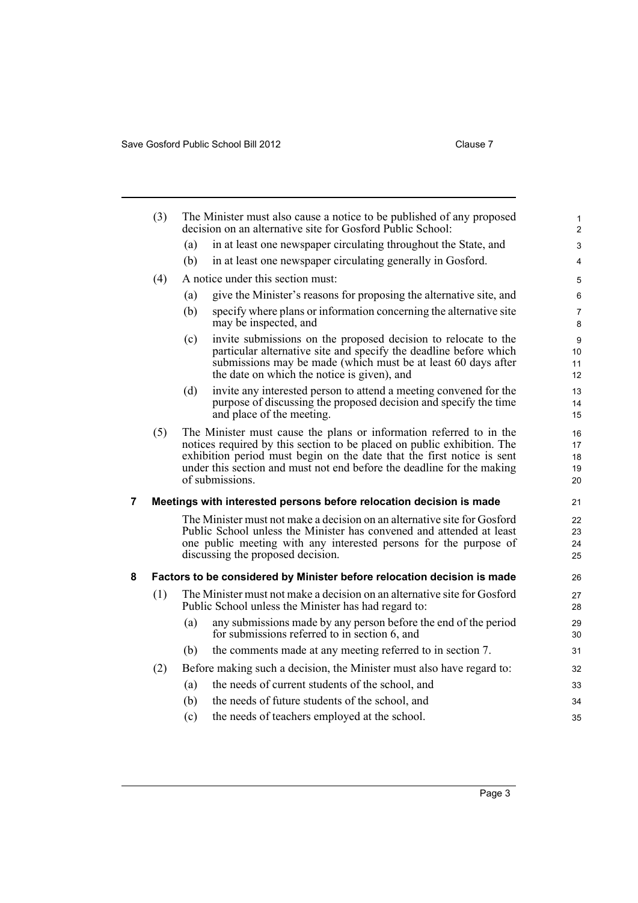(3) The Minister must also cause a notice to be published of any proposed decision on an alternative site for Gosford Public School:

(a) in at least one newspaper circulating throughout the State, and

(b) in at least one newspaper circulating generally in Gosford.

(4) A notice under this section must:

(a) give the Minister's reasons for proposing the alternative site, and

(b) specify where plans or information concerning the alternative site may be inspected, and

(c) invite submissions on the proposed decision to relocate to the particular alternative site and specify the deadline before which submissions may be made (which must be at least 60 days after the date on which the notice is given), and

(d) invite any interested person to attend a meeting convened for the purpose of discussing the proposed decision and specify the time and place of the meeting.

(5) The Minister must cause the plans or information referred to in the notices required by this section to be placed on public exhibition. The exhibition period must begin on the date that the first notice is sent under this section and must not end before the deadline for the making of submissions.

## 7 Meetings with interested persons before relocation decision is made

The Minister must not make a decision on an alternative site for Gosford Public School unless the Minister has convened and attended at least one public meeting with any interested persons for the purpose of discussing the proposed decision.

## 8 Factors to be considered by Minister before relocation decision is made

(1) The Minister must not make a decision on an alternative site for Gosford Public School unless the Minister has had regard to:

(a) any submissions made by any person before the end of the period for submissions referred to in section 6, and

(b) the comments made at any meeting referred to in section 7.

(2) Before making such a decision, the Minister must also have regard to:

(a) the needs of current students of the school, and

(b) the needs of future students of the school, and

(c) the needs of teachers employed at the school.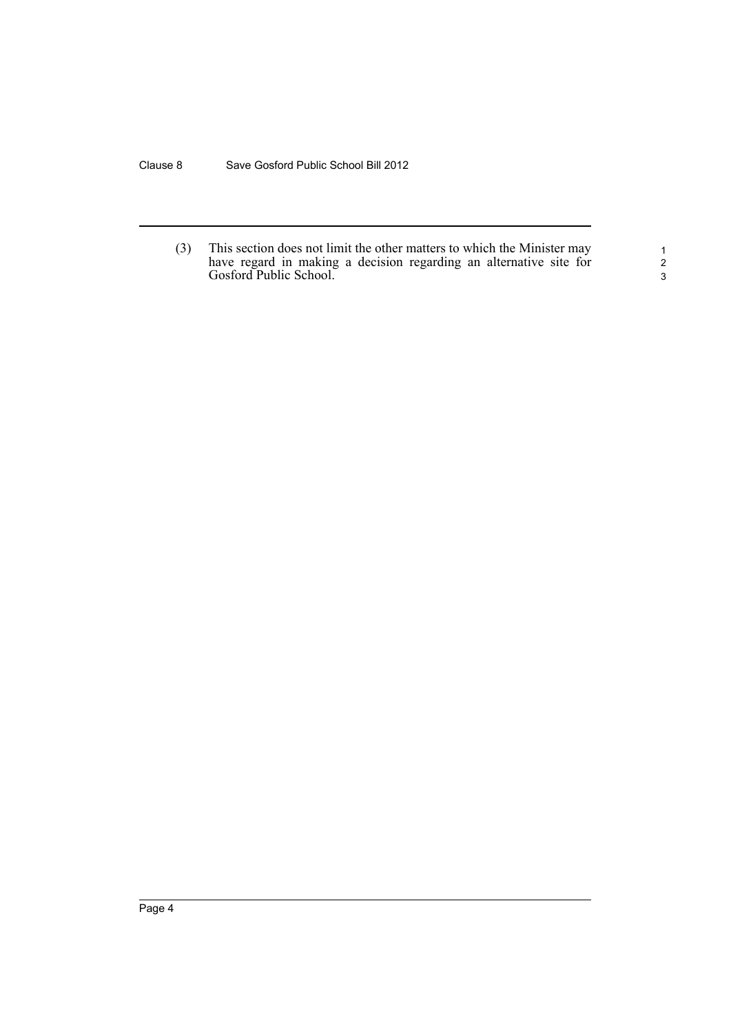(3) This section does not limit the other matters to which the Minister may have regard in making a decision regarding an alternative site for Gosford Public School.